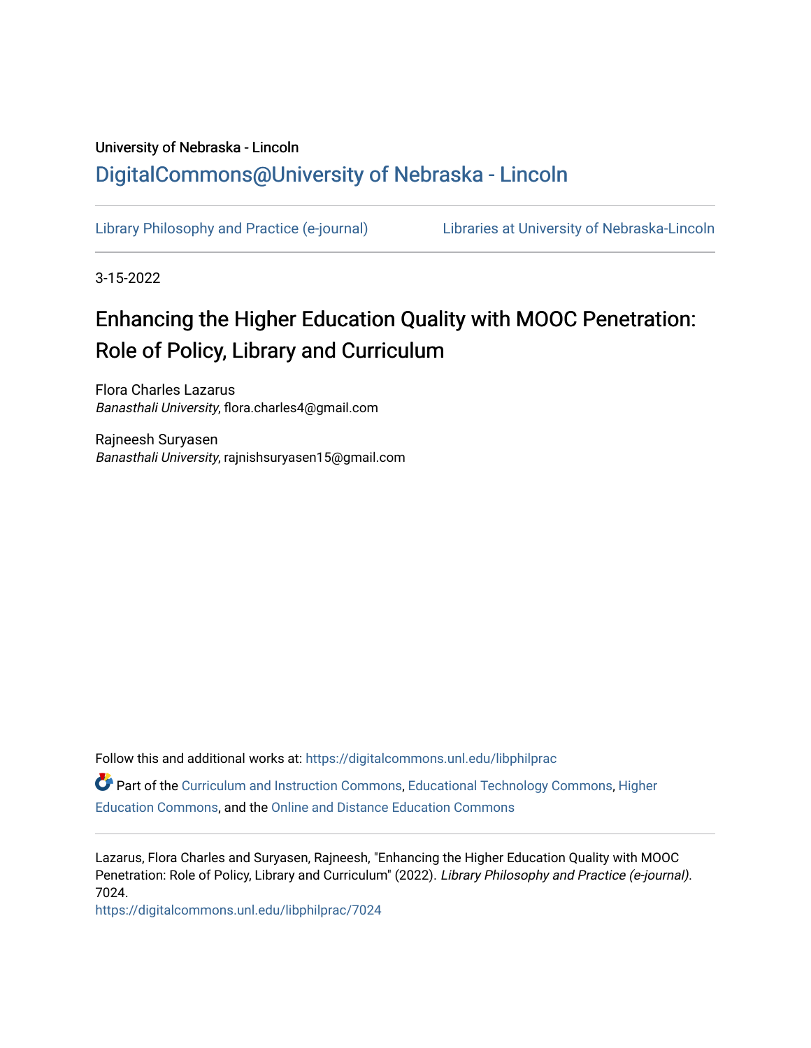University of Nebraska - Lincoln

## DigitalCommons@University of Nebraska - Lincoln

Library Philosophy and Practice (e-journal) | Libraries at University of Nebraska-Lincoln

3-15-2022

# Enhancing the Higher Education Quality with MOOC Penetration: Role of Policy, Library and Curriculum

Flora Charles Lazarus
*Banasthali University*, flora.charles4@gmail.com

Rajneesh Suryasen
*Banasthali University*, rajnishsuryasen15@gmail.com

Follow this and additional works at: https://digitalcommons.unl.edu/libphilprac

Part of the Curriculum and Instruction Commons, Educational Technology Commons, Higher Education Commons, and the Online and Distance Education Commons

Lazarus, Flora Charles and Suryasen, Rajneesh, "Enhancing the Higher Education Quality with MOOC Penetration: Role of Policy, Library and Curriculum" (2022). *Library Philosophy and Practice (e-journal)*. 7024.
https://digitalcommons.unl.edu/libphilprac/7024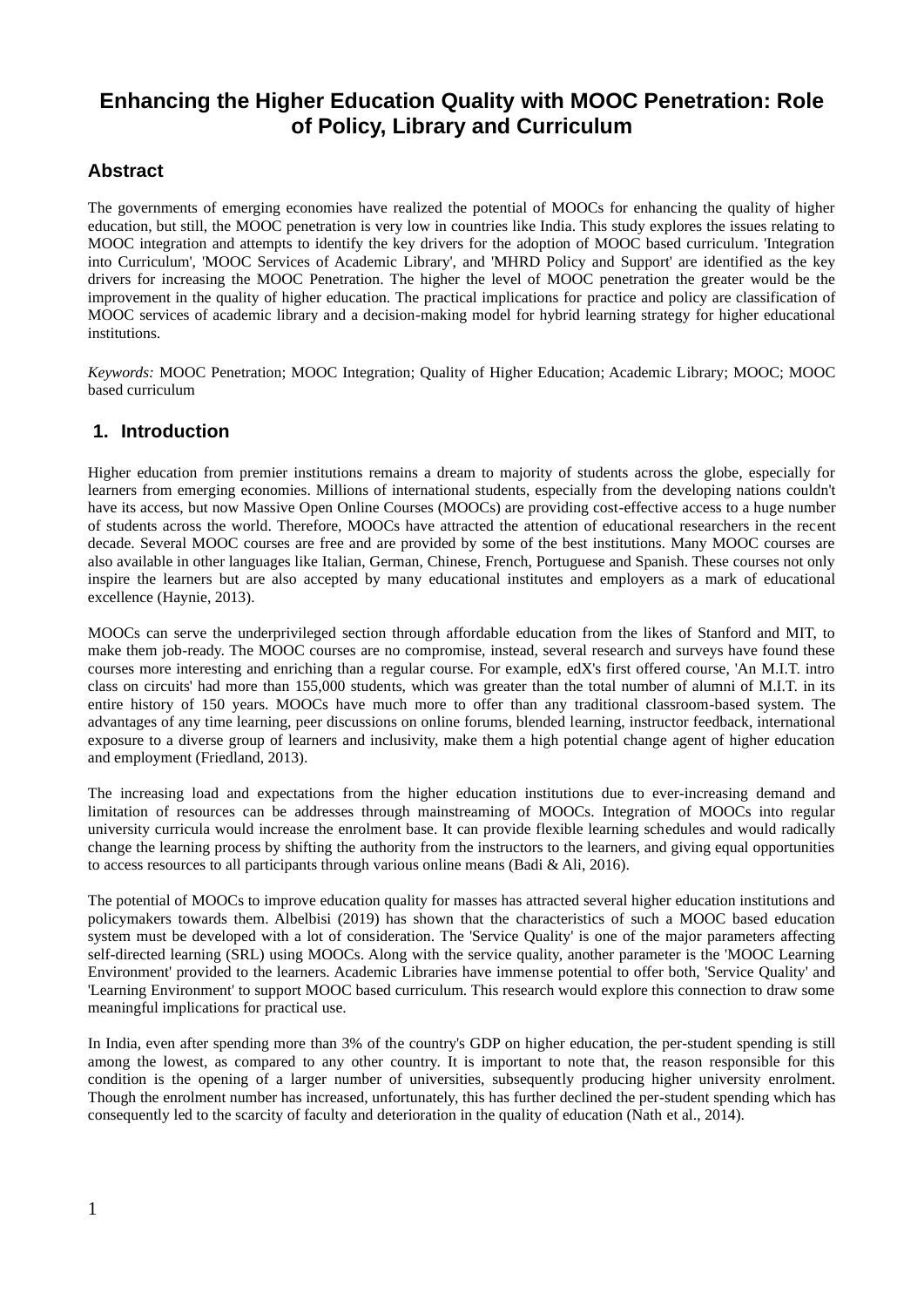# Enhancing the Higher Education Quality with MOOC Penetration: Role of Policy, Library and Curriculum

## Abstract

The governments of emerging economies have realized the potential of MOOCs for enhancing the quality of higher education, but still, the MOOC penetration is very low in countries like India. This study explores the issues relating to MOOC integration and attempts to identify the key drivers for the adoption of MOOC based curriculum. 'Integration into Curriculum', 'MOOC Services of Academic Library', and 'MHRD Policy and Support' are identified as the key drivers for increasing the MOOC Penetration. The higher the level of MOOC penetration the greater would be the improvement in the quality of higher education. The practical implications for practice and policy are classification of MOOC services of academic library and a decision-making model for hybrid learning strategy for higher educational institutions.

*Keywords:* MOOC Penetration; MOOC Integration; Quality of Higher Education; Academic Library; MOOC; MOOC based curriculum

## 1. Introduction

Higher education from premier institutions remains a dream to majority of students across the globe, especially for learners from emerging economies. Millions of international students, especially from the developing nations couldn't have its access, but now Massive Open Online Courses (MOOCs) are providing cost-effective access to a huge number of students across the world. Therefore, MOOCs have attracted the attention of educational researchers in the recent decade. Several MOOC courses are free and are provided by some of the best institutions. Many MOOC courses are also available in other languages like Italian, German, Chinese, French, Portuguese and Spanish. These courses not only inspire the learners but are also accepted by many educational institutes and employers as a mark of educational excellence (Haynie, 2013).

MOOCs can serve the underprivileged section through affordable education from the likes of Stanford and MIT, to make them job-ready. The MOOC courses are no compromise, instead, several research and surveys have found these courses more interesting and enriching than a regular course. For example, edX's first offered course, 'An M.I.T. intro class on circuits' had more than 155,000 students, which was greater than the total number of alumni of M.I.T. in its entire history of 150 years. MOOCs have much more to offer than any traditional classroom-based system. The advantages of any time learning, peer discussions on online forums, blended learning, instructor feedback, international exposure to a diverse group of learners and inclusivity, make them a high potential change agent of higher education and employment (Friedland, 2013).

The increasing load and expectations from the higher education institutions due to ever-increasing demand and limitation of resources can be addresses through mainstreaming of MOOCs. Integration of MOOCs into regular university curricula would increase the enrolment base. It can provide flexible learning schedules and would radically change the learning process by shifting the authority from the instructors to the learners, and giving equal opportunities to access resources to all participants through various online means (Badi & Ali, 2016).

The potential of MOOCs to improve education quality for masses has attracted several higher education institutions and policymakers towards them. Albelbisi (2019) has shown that the characteristics of such a MOOC based education system must be developed with a lot of consideration. The 'Service Quality' is one of the major parameters affecting self-directed learning (SRL) using MOOCs. Along with the service quality, another parameter is the 'MOOC Learning Environment' provided to the learners. Academic Libraries have immense potential to offer both, 'Service Quality' and 'Learning Environment' to support MOOC based curriculum. This research would explore this connection to draw some meaningful implications for practical use.

In India, even after spending more than 3% of the country's GDP on higher education, the per-student spending is still among the lowest, as compared to any other country. It is important to note that, the reason responsible for this condition is the opening of a larger number of universities, subsequently producing higher university enrolment. Though the enrolment number has increased, unfortunately, this has further declined the per-student spending which has consequently led to the scarcity of faculty and deterioration in the quality of education (Nath et al., 2014).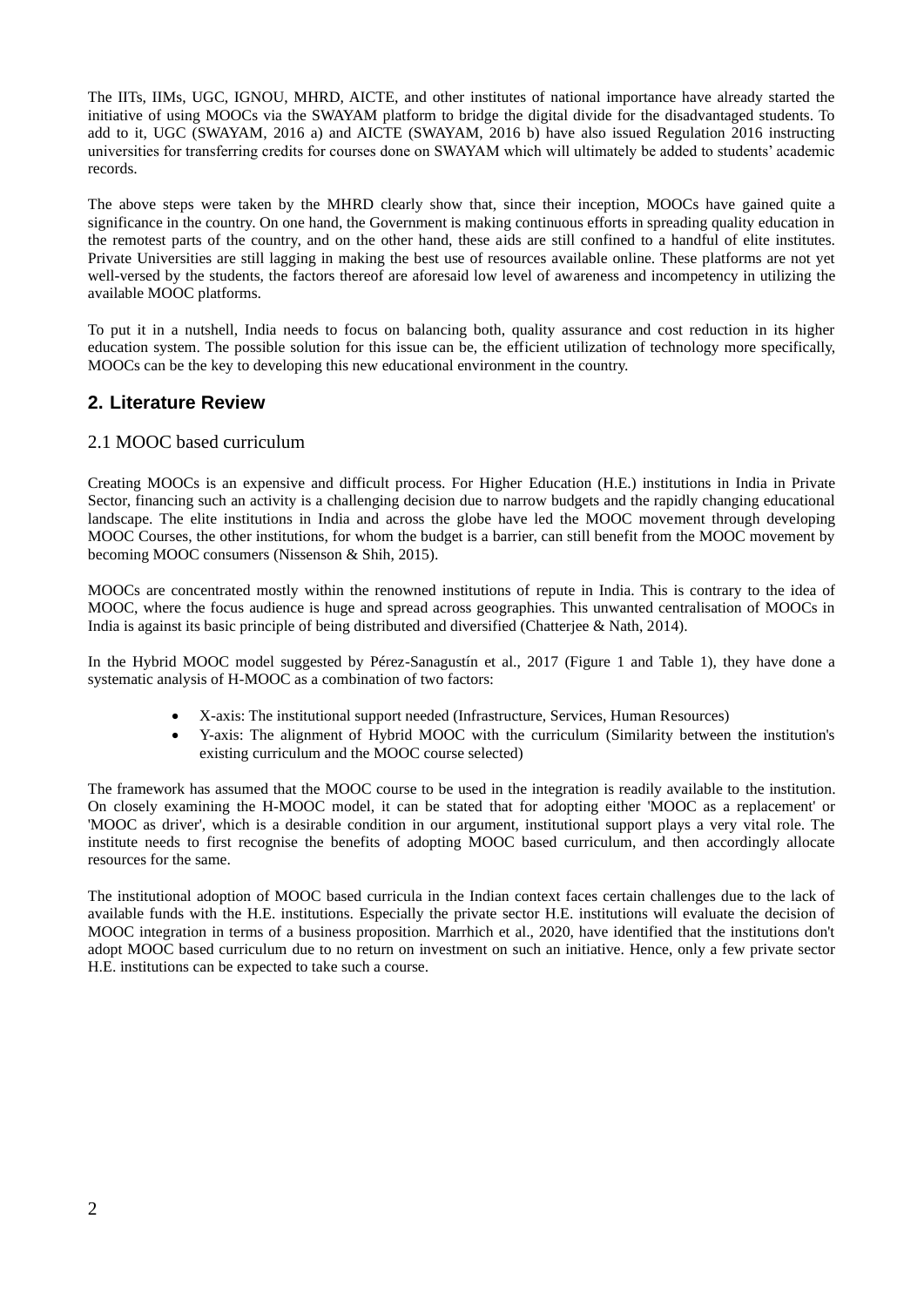The IITs, IIMs, UGC, IGNOU, MHRD, AICTE, and other institutes of national importance have already started the initiative of using MOOCs via the SWAYAM platform to bridge the digital divide for the disadvantaged students. To add to it, UGC (SWAYAM, 2016 a) and AICTE (SWAYAM, 2016 b) have also issued Regulation 2016 instructing universities for transferring credits for courses done on SWAYAM which will ultimately be added to students' academic records.

The above steps were taken by the MHRD clearly show that, since their inception, MOOCs have gained quite a significance in the country. On one hand, the Government is making continuous efforts in spreading quality education in the remotest parts of the country, and on the other hand, these aids are still confined to a handful of elite institutes. Private Universities are still lagging in making the best use of resources available online. These platforms are not yet well-versed by the students, the factors thereof are aforesaid low level of awareness and incompetency in utilizing the available MOOC platforms.

To put it in a nutshell, India needs to focus on balancing both, quality assurance and cost reduction in its higher education system. The possible solution for this issue can be, the efficient utilization of technology more specifically, MOOCs can be the key to developing this new educational environment in the country.

## 2. Literature Review

### 2.1 MOOC based curriculum

Creating MOOCs is an expensive and difficult process. For Higher Education (H.E.) institutions in India in Private Sector, financing such an activity is a challenging decision due to narrow budgets and the rapidly changing educational landscape. The elite institutions in India and across the globe have led the MOOC movement through developing MOOC Courses, the other institutions, for whom the budget is a barrier, can still benefit from the MOOC movement by becoming MOOC consumers (Nissenson & Shih, 2015).

MOOCs are concentrated mostly within the renowned institutions of repute in India. This is contrary to the idea of MOOC, where the focus audience is huge and spread across geographies. This unwanted centralisation of MOOCs in India is against its basic principle of being distributed and diversified (Chatterjee & Nath, 2014).

In the Hybrid MOOC model suggested by Pérez-Sanagustín et al., 2017 (Figure 1 and Table 1), they have done a systematic analysis of H-MOOC as a combination of two factors:

- X-axis: The institutional support needed (Infrastructure, Services, Human Resources)
- Y-axis: The alignment of Hybrid MOOC with the curriculum (Similarity between the institution's existing curriculum and the MOOC course selected)

The framework has assumed that the MOOC course to be used in the integration is readily available to the institution. On closely examining the H-MOOC model, it can be stated that for adopting either 'MOOC as a replacement' or 'MOOC as driver', which is a desirable condition in our argument, institutional support plays a very vital role. The institute needs to first recognise the benefits of adopting MOOC based curriculum, and then accordingly allocate resources for the same.

The institutional adoption of MOOC based curricula in the Indian context faces certain challenges due to the lack of available funds with the H.E. institutions. Especially the private sector H.E. institutions will evaluate the decision of MOOC integration in terms of a business proposition. Marrhich et al., 2020, have identified that the institutions don't adopt MOOC based curriculum due to no return on investment on such an initiative. Hence, only a few private sector H.E. institutions can be expected to take such a course.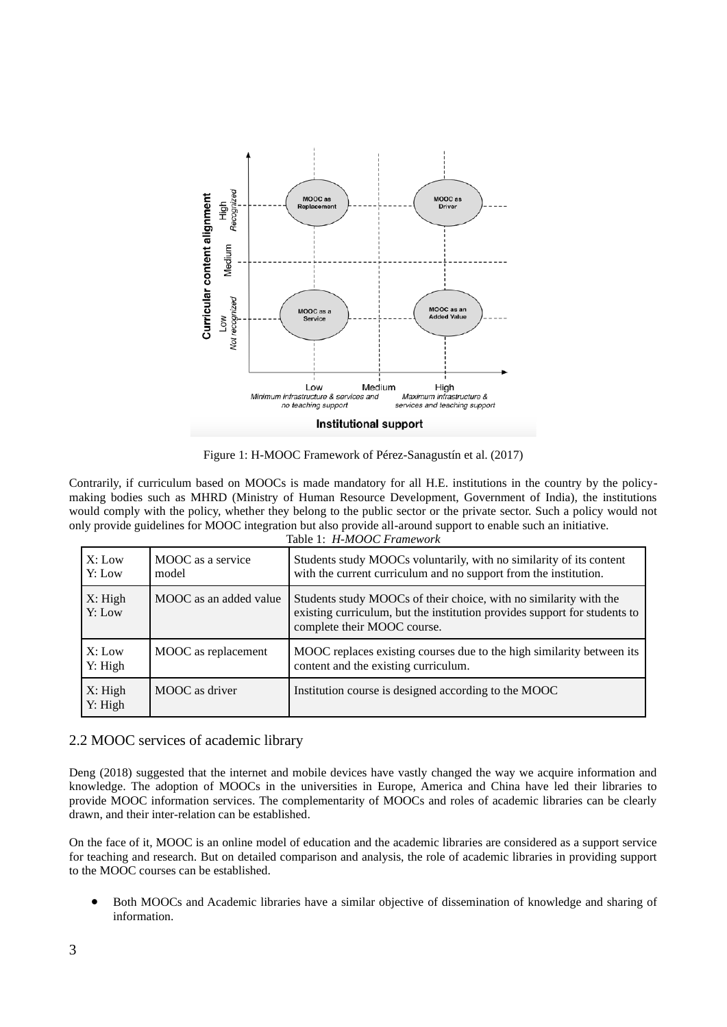Figure 1: H-MOOC Framework of Pérez-Sanagustín et al. (2017)

Contrarily, if curriculum based on MOOCs is made mandatory for all H.E. institutions in the country by the policy-making bodies such as MHRD (Ministry of Human Resource Development, Government of India), the institutions would comply with the policy, whether they belong to the public sector or the private sector. Such a policy would not only provide guidelines for MOOC integration but also provide all-around support to enable such an initiative.

Table 1: *H-MOOC Framework*

| | | |
|---|---|---|
| X: Low Y: Low | MOOC as a service model | Students study MOOCs voluntarily, with no similarity of its content with the current curriculum and no support from the institution. |
| X: High Y: Low | MOOC as an added value | Students study MOOCs of their choice, with no similarity with the existing curriculum, but the institution provides support for students to complete their MOOC course. |
| X: Low Y: High | MOOC as replacement | MOOC replaces existing courses due to the high similarity between its content and the existing curriculum. |
| X: High Y: High | MOOC as driver | Institution course is designed according to the MOOC |

## 2.2 MOOC services of academic library

Deng (2018) suggested that the internet and mobile devices have vastly changed the way we acquire information and knowledge. The adoption of MOOCs in the universities in Europe, America and China have led their libraries to provide MOOC information services. The complementarity of MOOCs and roles of academic libraries can be clearly drawn, and their inter-relation can be established.

On the face of it, MOOC is an online model of education and the academic libraries are considered as a support service for teaching and research. But on detailed comparison and analysis, the role of academic libraries in providing support to the MOOC courses can be established.

- Both MOOCs and Academic libraries have a similar objective of dissemination of knowledge and sharing of information.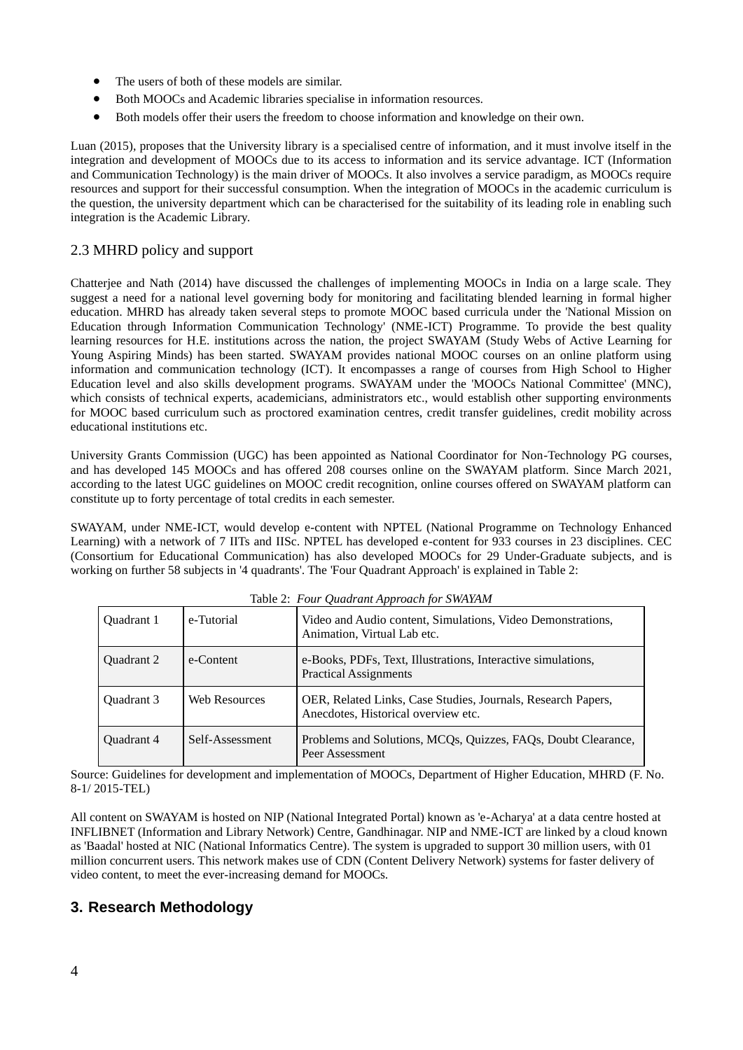- The users of both of these models are similar.
- Both MOOCs and Academic libraries specialise in information resources.
- Both models offer their users the freedom to choose information and knowledge on their own.

Luan (2015), proposes that the University library is a specialised centre of information, and it must involve itself in the integration and development of MOOCs due to its access to information and its service advantage. ICT (Information and Communication Technology) is the main driver of MOOCs. It also involves a service paradigm, as MOOCs require resources and support for their successful consumption. When the integration of MOOCs in the academic curriculum is the question, the university department which can be characterised for the suitability of its leading role in enabling such integration is the Academic Library.

## 2.3 MHRD policy and support

Chatterjee and Nath (2014) have discussed the challenges of implementing MOOCs in India on a large scale. They suggest a need for a national level governing body for monitoring and facilitating blended learning in formal higher education. MHRD has already taken several steps to promote MOOC based curricula under the 'National Mission on Education through Information Communication Technology' (NME-ICT) Programme. To provide the best quality learning resources for H.E. institutions across the nation, the project SWAYAM (Study Webs of Active Learning for Young Aspiring Minds) has been started. SWAYAM provides national MOOC courses on an online platform using information and communication technology (ICT). It encompasses a range of courses from High School to Higher Education level and also skills development programs. SWAYAM under the 'MOOCs National Committee' (MNC), which consists of technical experts, academicians, administrators etc., would establish other supporting environments for MOOC based curriculum such as proctored examination centres, credit transfer guidelines, credit mobility across educational institutions etc.

University Grants Commission (UGC) has been appointed as National Coordinator for Non-Technology PG courses, and has developed 145 MOOCs and has offered 208 courses online on the SWAYAM platform. Since March 2021, according to the latest UGC guidelines on MOOC credit recognition, online courses offered on SWAYAM platform can constitute up to forty percentage of total credits in each semester.

SWAYAM, under NME-ICT, would develop e-content with NPTEL (National Programme on Technology Enhanced Learning) with a network of 7 IITs and IISc. NPTEL has developed e-content for 933 courses in 23 disciplines. CEC (Consortium for Educational Communication) has also developed MOOCs for 29 Under-Graduate subjects, and is working on further 58 subjects in '4 quadrants'. The 'Four Quadrant Approach' is explained in Table 2:

Table 2: *Four Quadrant Approach for SWAYAM*

| | | |
|---|---|---|
| Quadrant 1 | e-Tutorial | Video and Audio content, Simulations, Video Demonstrations, Animation, Virtual Lab etc. |
| Quadrant 2 | e-Content | e-Books, PDFs, Text, Illustrations, Interactive simulations, Practical Assignments |
| Quadrant 3 | Web Resources | OER, Related Links, Case Studies, Journals, Research Papers, Anecdotes, Historical overview etc. |
| Quadrant 4 | Self-Assessment | Problems and Solutions, MCQs, Quizzes, FAQs, Doubt Clearance, Peer Assessment |

Source: Guidelines for development and implementation of MOOCs, Department of Higher Education, MHRD (F. No. 8-1/ 2015-TEL)

All content on SWAYAM is hosted on NIP (National Integrated Portal) known as 'e-Acharya' at a data centre hosted at INFLIBNET (Information and Library Network) Centre, Gandhinagar. NIP and NME-ICT are linked by a cloud known as 'Baadal' hosted at NIC (National Informatics Centre). The system is upgraded to support 30 million users, with 01 million concurrent users. This network makes use of CDN (Content Delivery Network) systems for faster delivery of video content, to meet the ever-increasing demand for MOOCs.

# 3. Research Methodology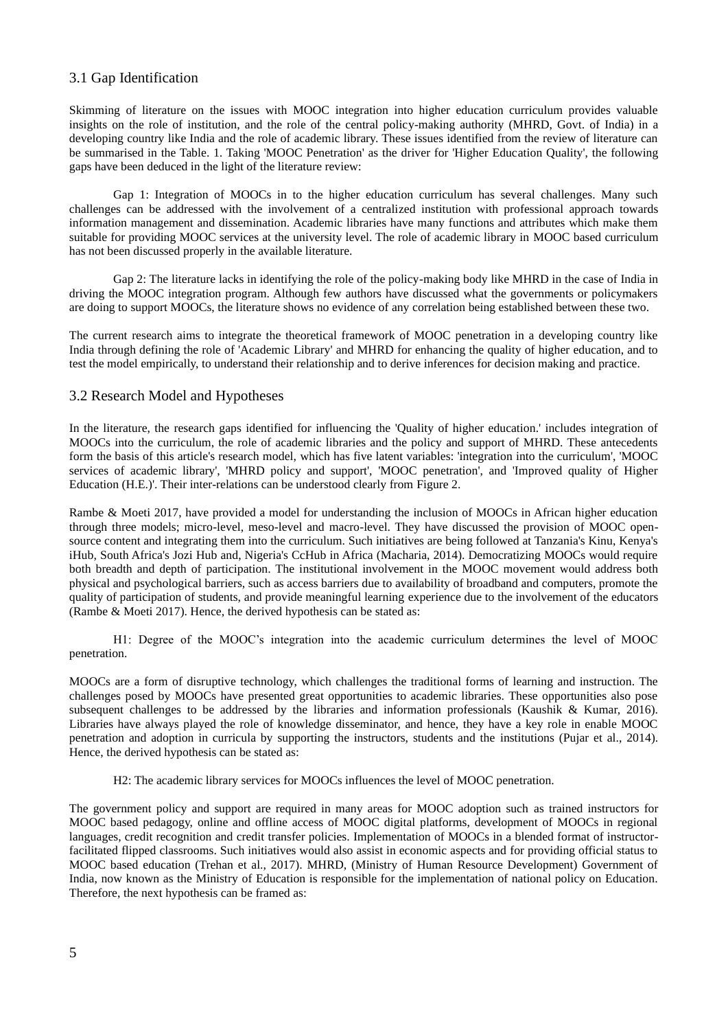## 3.1 Gap Identification

Skimming of literature on the issues with MOOC integration into higher education curriculum provides valuable insights on the role of institution, and the role of the central policy-making authority (MHRD, Govt. of India) in a developing country like India and the role of academic library. These issues identified from the review of literature can be summarised in the Table. 1. Taking 'MOOC Penetration' as the driver for 'Higher Education Quality', the following gaps have been deduced in the light of the literature review:

Gap 1: Integration of MOOCs in to the higher education curriculum has several challenges. Many such challenges can be addressed with the involvement of a centralized institution with professional approach towards information management and dissemination. Academic libraries have many functions and attributes which make them suitable for providing MOOC services at the university level. The role of academic library in MOOC based curriculum has not been discussed properly in the available literature.

Gap 2: The literature lacks in identifying the role of the policy-making body like MHRD in the case of India in driving the MOOC integration program. Although few authors have discussed what the governments or policymakers are doing to support MOOCs, the literature shows no evidence of any correlation being established between these two.

The current research aims to integrate the theoretical framework of MOOC penetration in a developing country like India through defining the role of 'Academic Library' and MHRD for enhancing the quality of higher education, and to test the model empirically, to understand their relationship and to derive inferences for decision making and practice.

## 3.2 Research Model and Hypotheses

In the literature, the research gaps identified for influencing the 'Quality of higher education.' includes integration of MOOCs into the curriculum, the role of academic libraries and the policy and support of MHRD. These antecedents form the basis of this article's research model, which has five latent variables: 'integration into the curriculum', 'MOOC services of academic library', 'MHRD policy and support', 'MOOC penetration', and 'Improved quality of Higher Education (H.E.)'. Their inter-relations can be understood clearly from Figure 2.

Rambe & Moeti 2017, have provided a model for understanding the inclusion of MOOCs in African higher education through three models; micro-level, meso-level and macro-level. They have discussed the provision of MOOC open-source content and integrating them into the curriculum. Such initiatives are being followed at Tanzania's Kinu, Kenya's iHub, South Africa's Jozi Hub and, Nigeria's CcHub in Africa (Macharia, 2014). Democratizing MOOCs would require both breadth and depth of participation. The institutional involvement in the MOOC movement would address both physical and psychological barriers, such as access barriers due to availability of broadband and computers, promote the quality of participation of students, and provide meaningful learning experience due to the involvement of the educators (Rambe & Moeti 2017). Hence, the derived hypothesis can be stated as:

H1: Degree of the MOOC's integration into the academic curriculum determines the level of MOOC penetration.

MOOCs are a form of disruptive technology, which challenges the traditional forms of learning and instruction. The challenges posed by MOOCs have presented great opportunities to academic libraries. These opportunities also pose subsequent challenges to be addressed by the libraries and information professionals (Kaushik & Kumar, 2016). Libraries have always played the role of knowledge disseminator, and hence, they have a key role in enable MOOC penetration and adoption in curricula by supporting the instructors, students and the institutions (Pujar et al., 2014). Hence, the derived hypothesis can be stated as:

H2: The academic library services for MOOCs influences the level of MOOC penetration.

The government policy and support are required in many areas for MOOC adoption such as trained instructors for MOOC based pedagogy, online and offline access of MOOC digital platforms, development of MOOCs in regional languages, credit recognition and credit transfer policies. Implementation of MOOCs in a blended format of instructor-facilitated flipped classrooms. Such initiatives would also assist in economic aspects and for providing official status to MOOC based education (Trehan et al., 2017). MHRD, (Ministry of Human Resource Development) Government of India, now known as the Ministry of Education is responsible for the implementation of national policy on Education. Therefore, the next hypothesis can be framed as: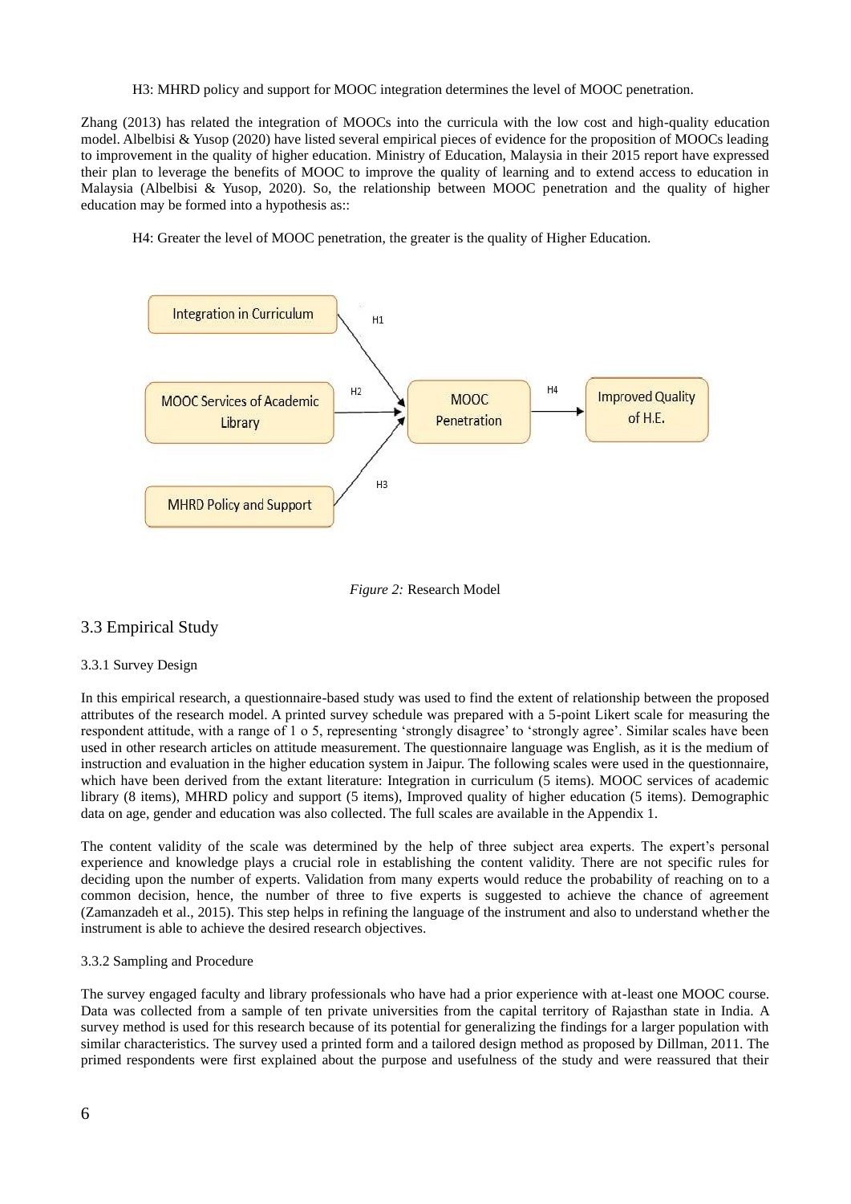H3: MHRD policy and support for MOOC integration determines the level of MOOC penetration.

Zhang (2013) has related the integration of MOOCs into the curricula with the low cost and high-quality education model. Albelbisi & Yusop (2020) have listed several empirical pieces of evidence for the proposition of MOOCs leading to improvement in the quality of higher education. Ministry of Education, Malaysia in their 2015 report have expressed their plan to leverage the benefits of MOOC to improve the quality of learning and to extend access to education in Malaysia (Albelbisi & Yusop, 2020). So, the relationship between MOOC penetration and the quality of higher education may be formed into a hypothesis as::

H4: Greater the level of MOOC penetration, the greater is the quality of Higher Education.

Integration in Curriculum

MOOC Services of Academic Library

MHRD Policy and Support

MOOC Penetration

Improved Quality of H.E.

H1 H2 H3 H4

*Figure 2:* Research Model

## 3.3 Empirical Study

### 3.3.1 Survey Design

In this empirical research, a questionnaire-based study was used to find the extent of relationship between the proposed attributes of the research model. A printed survey schedule was prepared with a 5-point Likert scale for measuring the respondent attitude, with a range of 1 o 5, representing 'strongly disagree' to 'strongly agree'. Similar scales have been used in other research articles on attitude measurement. The questionnaire language was English, as it is the medium of instruction and evaluation in the higher education system in Jaipur. The following scales were used in the questionnaire, which have been derived from the extant literature: Integration in curriculum (5 items). MOOC services of academic library (8 items), MHRD policy and support (5 items), Improved quality of higher education (5 items). Demographic data on age, gender and education was also collected. The full scales are available in the Appendix 1.

The content validity of the scale was determined by the help of three subject area experts. The expert's personal experience and knowledge plays a crucial role in establishing the content validity. There are not specific rules for deciding upon the number of experts. Validation from many experts would reduce the probability of reaching on to a common decision, hence, the number of three to five experts is suggested to achieve the chance of agreement (Zamanzadeh et al., 2015). This step helps in refining the language of the instrument and also to understand whether the instrument is able to achieve the desired research objectives.

### 3.3.2 Sampling and Procedure

The survey engaged faculty and library professionals who have had a prior experience with at-least one MOOC course. Data was collected from a sample of ten private universities from the capital territory of Rajasthan state in India. A survey method is used for this research because of its potential for generalizing the findings for a larger population with similar characteristics. The survey used a printed form and a tailored design method as proposed by Dillman, 2011. The primed respondents were first explained about the purpose and usefulness of the study and were reassured that their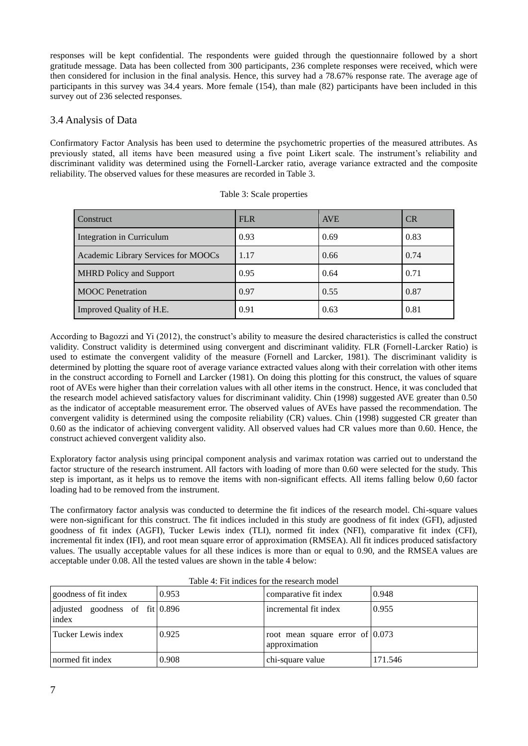responses will be kept confidential. The respondents were guided through the questionnaire followed by a short gratitude message. Data has been collected from 300 participants, 236 complete responses were received, which were then considered for inclusion in the final analysis. Hence, this survey had a 78.67% response rate. The average age of participants in this survey was 34.4 years. More female (154), than male (82) participants have been included in this survey out of 236 selected responses.

## 3.4 Analysis of Data

Confirmatory Factor Analysis has been used to determine the psychometric properties of the measured attributes. As previously stated, all items have been measured using a five point Likert scale. The instrument's reliability and discriminant validity was determined using the Fornell-Larcker ratio, average variance extracted and the composite reliability. The observed values for these measures are recorded in Table 3.

Table 3: Scale properties

| Construct | FLR | AVE | CR |
|---|---|---|---|
| Integration in Curriculum | 0.93 | 0.69 | 0.83 |
| Academic Library Services for MOOCs | 1.17 | 0.66 | 0.74 |
| MHRD Policy and Support | 0.95 | 0.64 | 0.71 |
| MOOC Penetration | 0.97 | 0.55 | 0.87 |
| Improved Quality of H.E. | 0.91 | 0.63 | 0.81 |

According to Bagozzi and Yi (2012), the construct's ability to measure the desired characteristics is called the construct validity. Construct validity is determined using convergent and discriminant validity. FLR (Fornell-Larcker Ratio) is used to estimate the convergent validity of the measure (Fornell and Larcker, 1981). The discriminant validity is determined by plotting the square root of average variance extracted values along with their correlation with other items in the construct according to Fornell and Larcker (1981). On doing this plotting for this construct, the values of square root of AVEs were higher than their correlation values with all other items in the construct. Hence, it was concluded that the research model achieved satisfactory values for discriminant validity. Chin (1998) suggested AVE greater than 0.50 as the indicator of acceptable measurement error. The observed values of AVEs have passed the recommendation. The convergent validity is determined using the composite reliability (CR) values. Chin (1998) suggested CR greater than 0.60 as the indicator of achieving convergent validity. All observed values had CR values more than 0.60. Hence, the construct achieved convergent validity also.

Exploratory factor analysis using principal component analysis and varimax rotation was carried out to understand the factor structure of the research instrument. All factors with loading of more than 0.60 were selected for the study. This step is important, as it helps us to remove the items with non-significant effects. All items falling below 0,60 factor loading had to be removed from the instrument.

The confirmatory factor analysis was conducted to determine the fit indices of the research model. Chi-square values were non-significant for this construct. The fit indices included in this study are goodness of fit index (GFI), adjusted goodness of fit index (AGFI), Tucker Lewis index (TLI), normed fit index (NFI), comparative fit index (CFI), incremental fit index (IFI), and root mean square error of approximation (RMSEA). All fit indices produced satisfactory values. The usually acceptable values for all these indices is more than or equal to 0.90, and the RMSEA values are acceptable under 0.08. All the tested values are shown in the table 4 below:

Table 4: Fit indices for the research model

| goodness of fit index | 0.953 | comparative fit index | 0.948 |
|---|---|---|---|
| adjusted goodness of fit index | 0.896 | incremental fit index | 0.955 |
| Tucker Lewis index | 0.925 | root mean square error of approximation | 0.073 |
| normed fit index | 0.908 | chi-square value | 171.546 |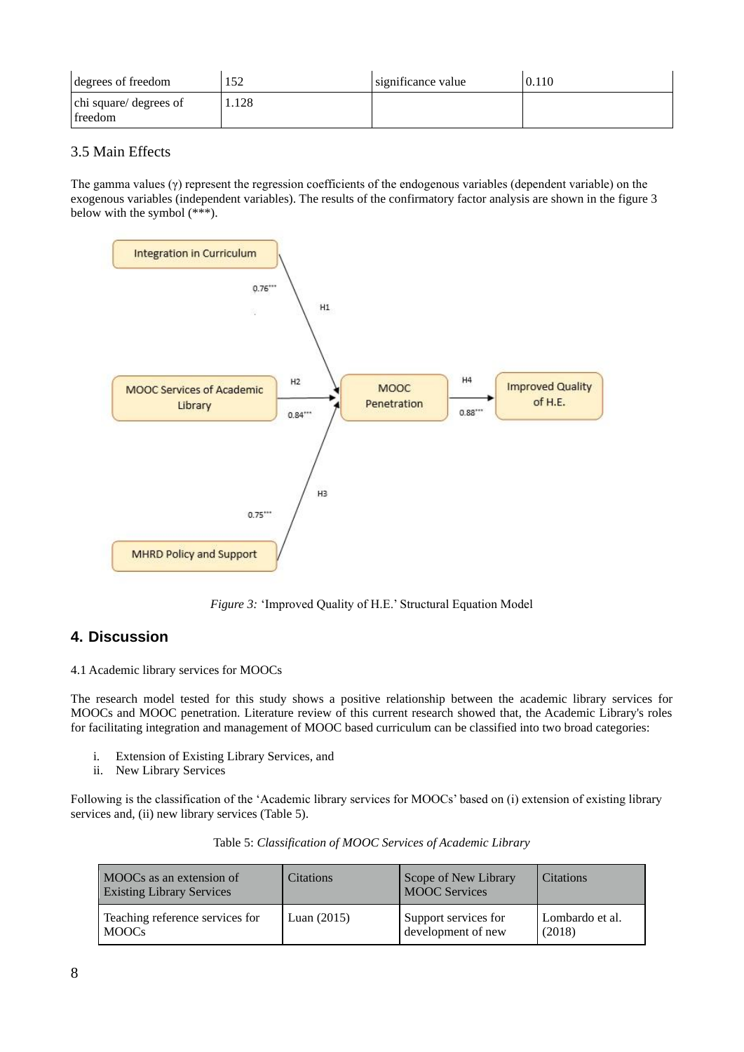| degrees of freedom | 152 | significance value | 0.110 |
|---|---|---|---|
| chi square/ degrees of freedom | 1.128 | | |

### 3.5 Main Effects

The gamma values (γ) represent the regression coefficients of the endogenous variables (dependent variable) on the exogenous variables (independent variables). The results of the confirmatory factor analysis are shown in the figure 3 below with the symbol (***).

*Figure 3:* 'Improved Quality of H.E.' Structural Equation Model

## 4. Discussion

4.1 Academic library services for MOOCs

The research model tested for this study shows a positive relationship between the academic library services for MOOCs and MOOC penetration. Literature review of this current research showed that, the Academic Library's roles for facilitating integration and management of MOOC based curriculum can be classified into two broad categories:

i. Extension of Existing Library Services, and
ii. New Library Services

Following is the classification of the 'Academic library services for MOOCs' based on (i) extension of existing library services and, (ii) new library services (Table 5).

Table 5: *Classification of MOOC Services of Academic Library*

| MOOCs as an extension of Existing Library Services | Citations | Scope of New Library MOOC Services | Citations |
|---|---|---|---|
| Teaching reference services for MOOCs | Luan (2015) | Support services for development of new | Lombardo et al. (2018) |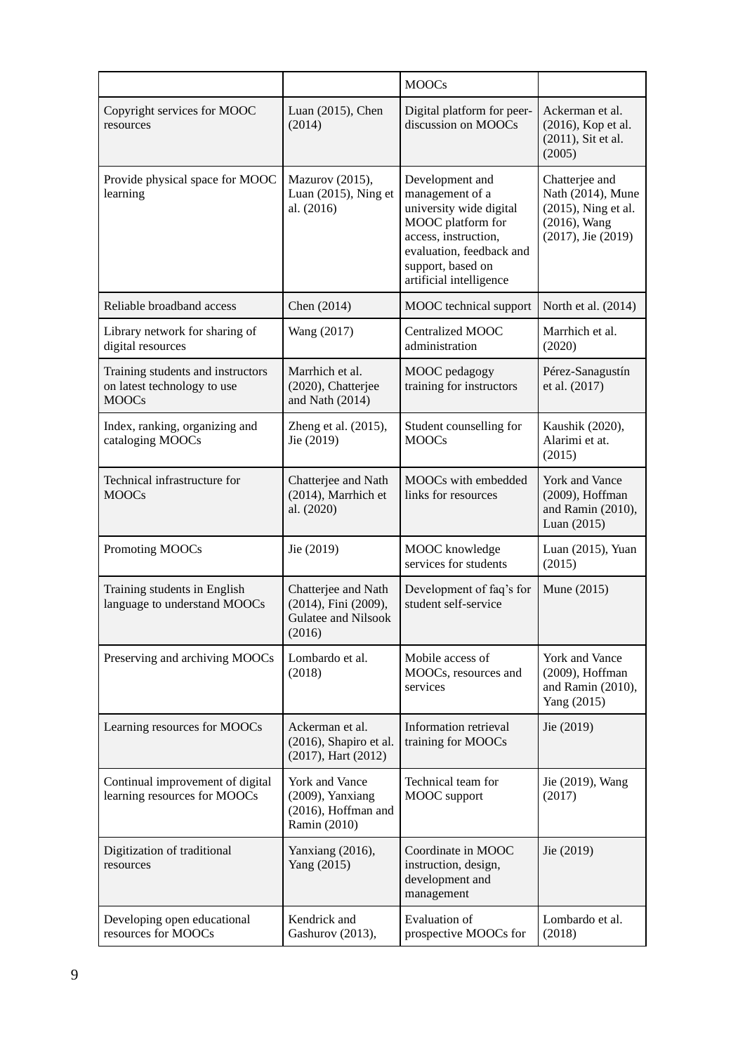| | | MOOCs | |
|---|---|---|---|
| Copyright services for MOOC resources | Luan (2015), Chen (2014) | Digital platform for peer-discussion on MOOCs | Ackerman et al. (2016), Kop et al. (2011), Sit et al. (2005) |
| Provide physical space for MOOC learning | Mazurov (2015), Luan (2015), Ning et al. (2016) | Development and management of a university wide digital MOOC platform for access, instruction, evaluation, feedback and support, based on artificial intelligence | Chatterjee and Nath (2014), Mune (2015), Ning et al. (2016), Wang (2017), Jie (2019) |
| Reliable broadband access | Chen (2014) | MOOC technical support | North et al. (2014) |
| Library network for sharing of digital resources | Wang (2017) | Centralized MOOC administration | Marrhich et al. (2020) |
| Training students and instructors on latest technology to use MOOCs | Marrhich et al. (2020), Chatterjee and Nath (2014) | MOOC pedagogy training for instructors | Pérez-Sanagustín et al. (2017) |
| Index, ranking, organizing and cataloging MOOCs | Zheng et al. (2015), Jie (2019) | Student counselling for MOOCs | Kaushik (2020), Alarimi et at. (2015) |
| Technical infrastructure for MOOCs | Chatterjee and Nath (2014), Marrhich et al. (2020) | MOOCs with embedded links for resources | York and Vance (2009), Hoffman and Ramin (2010), Luan (2015) |
| Promoting MOOCs | Jie (2019) | MOOC knowledge services for students | Luan (2015), Yuan (2015) |
| Training students in English language to understand MOOCs | Chatterjee and Nath (2014), Fini (2009), Gulatee and Nilsook (2016) | Development of faq's for student self-service | Mune (2015) |
| Preserving and archiving MOOCs | Lombardo et al. (2018) | Mobile access of MOOCs, resources and services | York and Vance (2009), Hoffman and Ramin (2010), Yang (2015) |
| Learning resources for MOOCs | Ackerman et al. (2016), Shapiro et al. (2017), Hart (2012) | Information retrieval training for MOOCs | Jie (2019) |
| Continual improvement of digital learning resources for MOOCs | York and Vance (2009), Yanxiang (2016), Hoffman and Ramin (2010) | Technical team for MOOC support | Jie (2019), Wang (2017) |
| Digitization of traditional resources | Yanxiang (2016), Yang (2015) | Coordinate in MOOC instruction, design, development and management | Jie (2019) |
| Developing open educational resources for MOOCs | Kendrick and Gashurov (2013), | Evaluation of prospective MOOCs for | Lombardo et al. (2018) |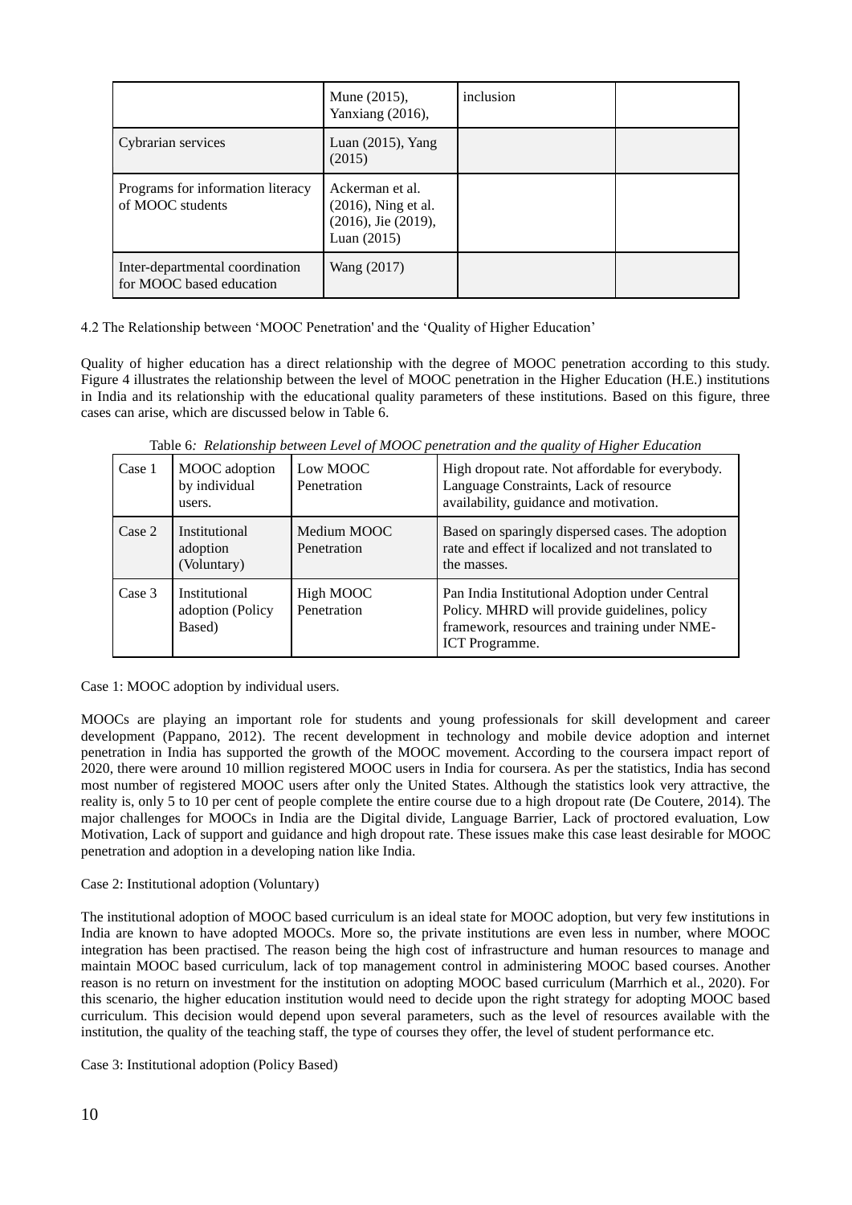| | Mune (2015), Yanxiang (2016), | inclusion | |
|---|---|---|---|
| Cybrarian services | Luan (2015), Yang (2015) | | |
| Programs for information literacy of MOOC students | Ackerman et al. (2016), Ning et al. (2016), Jie (2019), Luan (2015) | | |
| Inter-departmental coordination for MOOC based education | Wang (2017) | | |

4.2 The Relationship between 'MOOC Penetration' and the 'Quality of Higher Education'

Quality of higher education has a direct relationship with the degree of MOOC penetration according to this study. Figure 4 illustrates the relationship between the level of MOOC penetration in the Higher Education (H.E.) institutions in India and its relationship with the educational quality parameters of these institutions. Based on this figure, three cases can arise, which are discussed below in Table 6.

Table 6*: Relationship between Level of MOOC penetration and the quality of Higher Education*

| | | | |
|---|---|---|---|
| Case 1 | MOOC adoption by individual users. | Low MOOC Penetration | High dropout rate. Not affordable for everybody. Language Constraints, Lack of resource availability, guidance and motivation. |
| Case 2 | Institutional adoption (Voluntary) | Medium MOOC Penetration | Based on sparingly dispersed cases. The adoption rate and effect if localized and not translated to the masses. |
| Case 3 | Institutional adoption (Policy Based) | High MOOC Penetration | Pan India Institutional Adoption under Central Policy. MHRD will provide guidelines, policy framework, resources and training under NME-ICT Programme. |

Case 1: MOOC adoption by individual users.

MOOCs are playing an important role for students and young professionals for skill development and career development (Pappano, 2012). The recent development in technology and mobile device adoption and internet penetration in India has supported the growth of the MOOC movement. According to the coursera impact report of 2020, there were around 10 million registered MOOC users in India for coursera. As per the statistics, India has second most number of registered MOOC users after only the United States. Although the statistics look very attractive, the reality is, only 5 to 10 per cent of people complete the entire course due to a high dropout rate (De Coutere, 2014). The major challenges for MOOCs in India are the Digital divide, Language Barrier, Lack of proctored evaluation, Low Motivation, Lack of support and guidance and high dropout rate. These issues make this case least desirable for MOOC penetration and adoption in a developing nation like India.

Case 2: Institutional adoption (Voluntary)

The institutional adoption of MOOC based curriculum is an ideal state for MOOC adoption, but very few institutions in India are known to have adopted MOOCs. More so, the private institutions are even less in number, where MOOC integration has been practised. The reason being the high cost of infrastructure and human resources to manage and maintain MOOC based curriculum, lack of top management control in administering MOOC based courses. Another reason is no return on investment for the institution on adopting MOOC based curriculum (Marrhich et al., 2020). For this scenario, the higher education institution would need to decide upon the right strategy for adopting MOOC based curriculum. This decision would depend upon several parameters, such as the level of resources available with the institution, the quality of the teaching staff, the type of courses they offer, the level of student performance etc.

Case 3: Institutional adoption (Policy Based)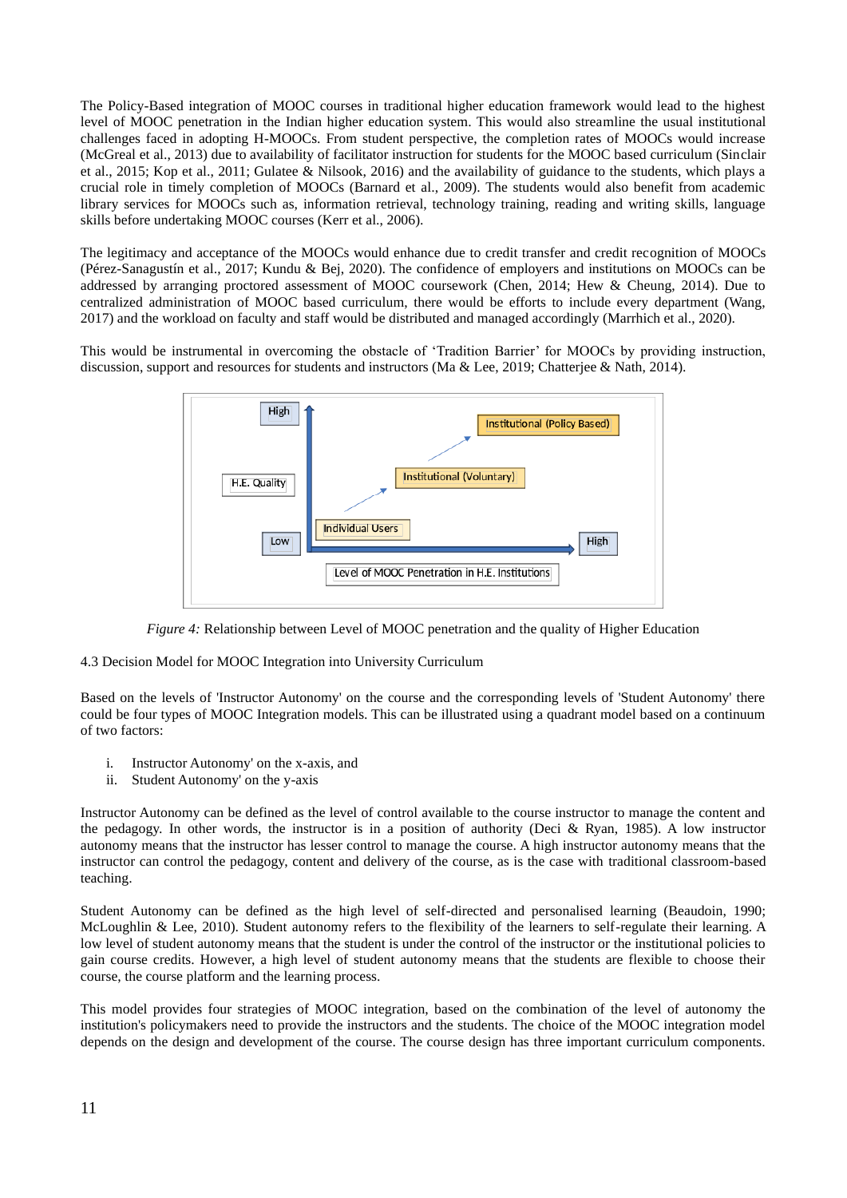The Policy-Based integration of MOOC courses in traditional higher education framework would lead to the highest level of MOOC penetration in the Indian higher education system. This would also streamline the usual institutional challenges faced in adopting H-MOOCs. From student perspective, the completion rates of MOOCs would increase (McGreal et al., 2013) due to availability of facilitator instruction for students for the MOOC based curriculum (Sinclair et al., 2015; Kop et al., 2011; Gulatee & Nilsook, 2016) and the availability of guidance to the students, which plays a crucial role in timely completion of MOOCs (Barnard et al., 2009). The students would also benefit from academic library services for MOOCs such as, information retrieval, technology training, reading and writing skills, language skills before undertaking MOOC courses (Kerr et al., 2006).

The legitimacy and acceptance of the MOOCs would enhance due to credit transfer and credit recognition of MOOCs (Pérez-Sanagustín et al., 2017; Kundu & Bej, 2020). The confidence of employers and institutions on MOOCs can be addressed by arranging proctored assessment of MOOC coursework (Chen, 2014; Hew & Cheung, 2014). Due to centralized administration of MOOC based curriculum, there would be efforts to include every department (Wang, 2017) and the workload on faculty and staff would be distributed and managed accordingly (Marrhich et al., 2020).

This would be instrumental in overcoming the obstacle of 'Tradition Barrier' for MOOCs by providing instruction, discussion, support and resources for students and instructors (Ma & Lee, 2019; Chatterjee & Nath, 2014).

High

H.E. Quality

Low

Individual Users

Institutional (Voluntary)

Institutional (Policy Based)

High

Level of MOOC Penetration in H.E. Institutions

*Figure 4:* Relationship between Level of MOOC penetration and the quality of Higher Education

4.3 Decision Model for MOOC Integration into University Curriculum

Based on the levels of 'Instructor Autonomy' on the course and the corresponding levels of 'Student Autonomy' there could be four types of MOOC Integration models. This can be illustrated using a quadrant model based on a continuum of two factors:

i. Instructor Autonomy' on the x-axis, and
ii. Student Autonomy' on the y-axis

Instructor Autonomy can be defined as the level of control available to the course instructor to manage the content and the pedagogy. In other words, the instructor is in a position of authority (Deci & Ryan, 1985). A low instructor autonomy means that the instructor has lesser control to manage the course. A high instructor autonomy means that the instructor can control the pedagogy, content and delivery of the course, as is the case with traditional classroom-based teaching.

Student Autonomy can be defined as the high level of self-directed and personalised learning (Beaudoin, 1990; McLoughlin & Lee, 2010). Student autonomy refers to the flexibility of the learners to self-regulate their learning. A low level of student autonomy means that the student is under the control of the instructor or the institutional policies to gain course credits. However, a high level of student autonomy means that the students are flexible to choose their course, the course platform and the learning process.

This model provides four strategies of MOOC integration, based on the combination of the level of autonomy the institution's policymakers need to provide the instructors and the students. The choice of the MOOC integration model depends on the design and development of the course. The course design has three important curriculum components.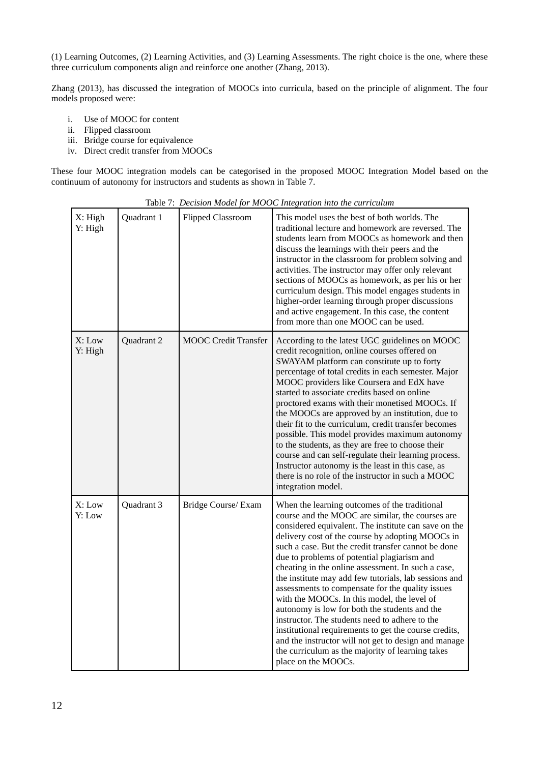(1) Learning Outcomes, (2) Learning Activities, and (3) Learning Assessments. The right choice is the one, where these three curriculum components align and reinforce one another (Zhang, 2013).

Zhang (2013), has discussed the integration of MOOCs into curricula, based on the principle of alignment. The four models proposed were:

i. Use of MOOC for content
ii. Flipped classroom
iii. Bridge course for equivalence
iv. Direct credit transfer from MOOCs

These four MOOC integration models can be categorised in the proposed MOOC Integration Model based on the continuum of autonomy for instructors and students as shown in Table 7.

Table 7: *Decision Model for MOOC Integration into the curriculum*

| | | | |
|---|---|---|---|
| X: High Y: High | Quadrant 1 | Flipped Classroom | This model uses the best of both worlds. The traditional lecture and homework are reversed. The students learn from MOOCs as homework and then discuss the learnings with their peers and the instructor in the classroom for problem solving and activities. The instructor may offer only relevant sections of MOOCs as homework, as per his or her curriculum design. This model engages students in higher-order learning through proper discussions and active engagement. In this case, the content from more than one MOOC can be used. |
| X: Low Y: High | Quadrant 2 | MOOC Credit Transfer | According to the latest UGC guidelines on MOOC credit recognition, online courses offered on SWAYAM platform can constitute up to forty percentage of total credits in each semester. Major MOOC providers like Coursera and EdX have started to associate credits based on online proctored exams with their monetised MOOCs. If the MOOCs are approved by an institution, due to their fit to the curriculum, credit transfer becomes possible. This model provides maximum autonomy to the students, as they are free to choose their course and can self-regulate their learning process. Instructor autonomy is the least in this case, as there is no role of the instructor in such a MOOC integration model. |
| X: Low Y: Low | Quadrant 3 | Bridge Course/ Exam | When the learning outcomes of the traditional course and the MOOC are similar, the courses are considered equivalent. The institute can save on the delivery cost of the course by adopting MOOCs in such a case. But the credit transfer cannot be done due to problems of potential plagiarism and cheating in the online assessment. In such a case, the institute may add few tutorials, lab sessions and assessments to compensate for the quality issues with the MOOCs. In this model, the level of autonomy is low for both the students and the instructor. The students need to adhere to the institutional requirements to get the course credits, and the instructor will not get to design and manage the curriculum as the majority of learning takes place on the MOOCs. |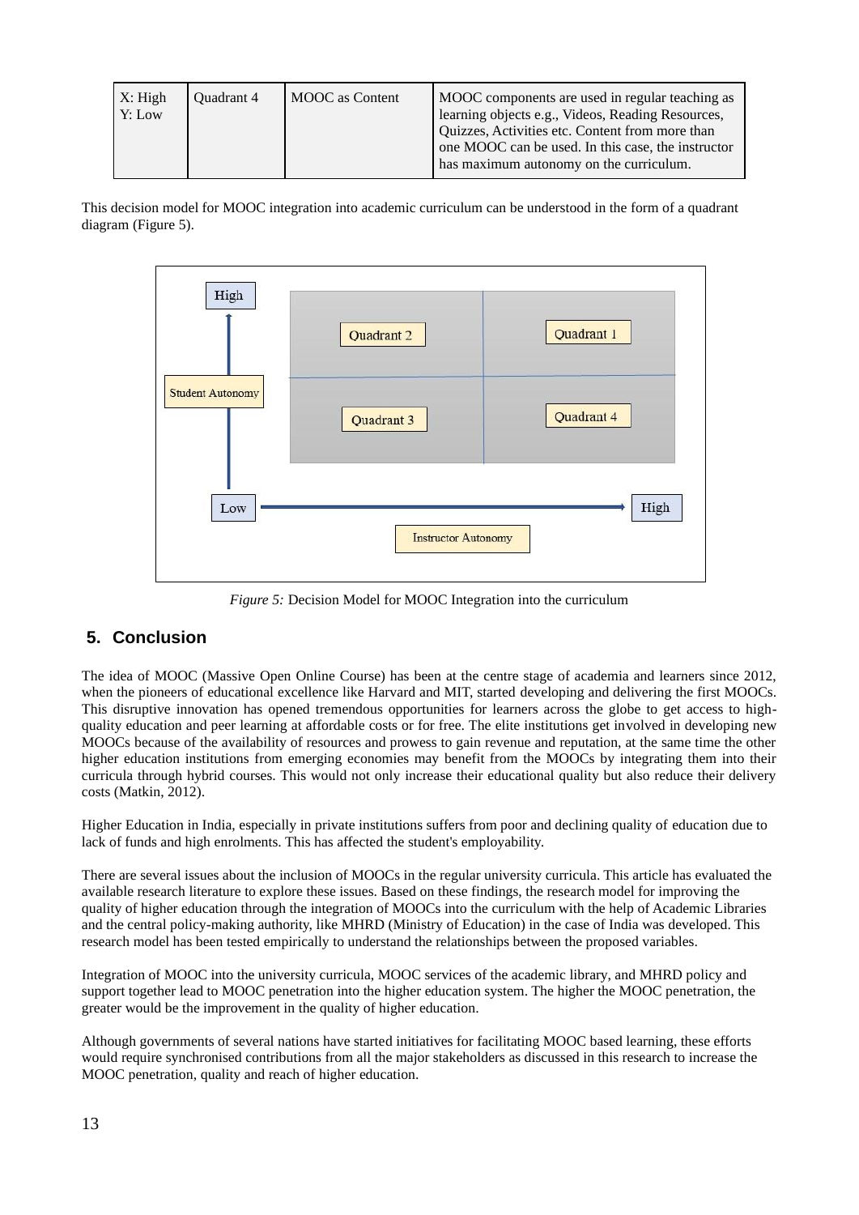| X: High<br>Y: Low | Quadrant 4 | MOOC as Content | MOOC components are used in regular teaching as learning objects e.g., Videos, Reading Resources, Quizzes, Activities etc. Content from more than one MOOC can be used. In this case, the instructor has maximum autonomy on the curriculum. |
|---|---|---|---|

This decision model for MOOC integration into academic curriculum can be understood in the form of a quadrant diagram (Figure 5).

*Figure 5:* Decision Model for MOOC Integration into the curriculum

## 5. Conclusion

The idea of MOOC (Massive Open Online Course) has been at the centre stage of academia and learners since 2012, when the pioneers of educational excellence like Harvard and MIT, started developing and delivering the first MOOCs. This disruptive innovation has opened tremendous opportunities for learners across the globe to get access to high-quality education and peer learning at affordable costs or for free. The elite institutions get involved in developing new MOOCs because of the availability of resources and prowess to gain revenue and reputation, at the same time the other higher education institutions from emerging economies may benefit from the MOOCs by integrating them into their curricula through hybrid courses. This would not only increase their educational quality but also reduce their delivery costs (Matkin, 2012).

Higher Education in India, especially in private institutions suffers from poor and declining quality of education due to lack of funds and high enrolments. This has affected the student's employability.

There are several issues about the inclusion of MOOCs in the regular university curricula. This article has evaluated the available research literature to explore these issues. Based on these findings, the research model for improving the quality of higher education through the integration of MOOCs into the curriculum with the help of Academic Libraries and the central policy-making authority, like MHRD (Ministry of Education) in the case of India was developed. This research model has been tested empirically to understand the relationships between the proposed variables.

Integration of MOOC into the university curricula, MOOC services of the academic library, and MHRD policy and support together lead to MOOC penetration into the higher education system. The higher the MOOC penetration, the greater would be the improvement in the quality of higher education.

Although governments of several nations have started initiatives for facilitating MOOC based learning, these efforts would require synchronised contributions from all the major stakeholders as discussed in this research to increase the MOOC penetration, quality and reach of higher education.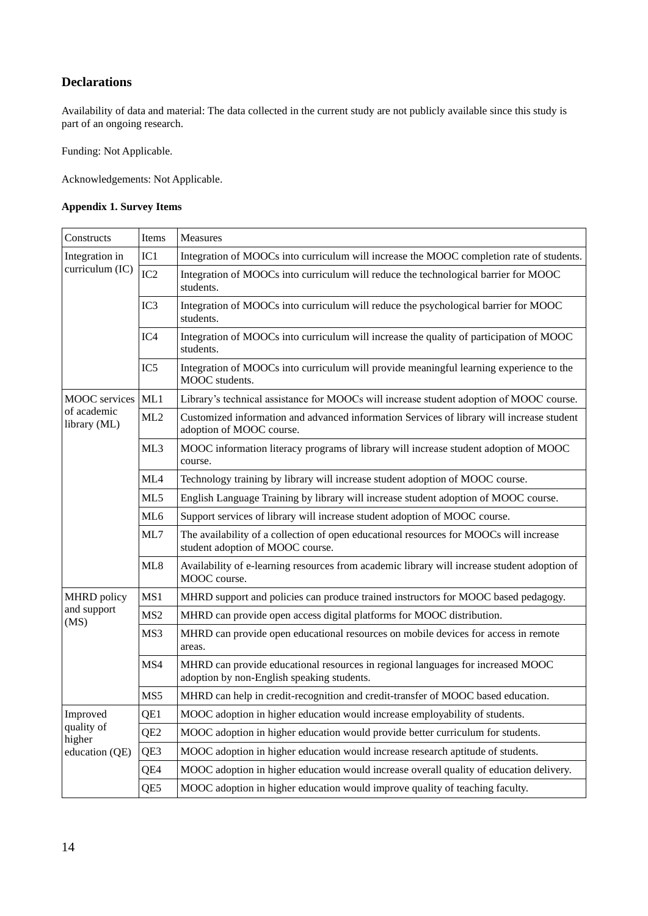## Declarations

Availability of data and material: The data collected in the current study are not publicly available since this study is part of an ongoing research.

Funding: Not Applicable.

Acknowledgements: Not Applicable.

**Appendix 1. Survey Items**

| Constructs | Items | Measures |
|---|---|---|
| Integration in curriculum (IC) | IC1 | Integration of MOOCs into curriculum will increase the MOOC completion rate of students. |
| | IC2 | Integration of MOOCs into curriculum will reduce the technological barrier for MOOC students. |
| | IC3 | Integration of MOOCs into curriculum will reduce the psychological barrier for MOOC students. |
| | IC4 | Integration of MOOCs into curriculum will increase the quality of participation of MOOC students. |
| | IC5 | Integration of MOOCs into curriculum will provide meaningful learning experience to the MOOC students. |
| MOOC services of academic library (ML) | ML1 | Library's technical assistance for MOOCs will increase student adoption of MOOC course. |
| | ML2 | Customized information and advanced information Services of library will increase student adoption of MOOC course. |
| | ML3 | MOOC information literacy programs of library will increase student adoption of MOOC course. |
| | ML4 | Technology training by library will increase student adoption of MOOC course. |
| | ML5 | English Language Training by library will increase student adoption of MOOC course. |
| | ML6 | Support services of library will increase student adoption of MOOC course. |
| | ML7 | The availability of a collection of open educational resources for MOOCs will increase student adoption of MOOC course. |
| | ML8 | Availability of e-learning resources from academic library will increase student adoption of MOOC course. |
| MHRD policy and support (MS) | MS1 | MHRD support and policies can produce trained instructors for MOOC based pedagogy. |
| | MS2 | MHRD can provide open access digital platforms for MOOC distribution. |
| | MS3 | MHRD can provide open educational resources on mobile devices for access in remote areas. |
| | MS4 | MHRD can provide educational resources in regional languages for increased MOOC adoption by non-English speaking students. |
| | MS5 | MHRD can help in credit-recognition and credit-transfer of MOOC based education. |
| Improved quality of higher education (QE) | QE1 | MOOC adoption in higher education would increase employability of students. |
| | QE2 | MOOC adoption in higher education would provide better curriculum for students. |
| | QE3 | MOOC adoption in higher education would increase research aptitude of students. |
| | QE4 | MOOC adoption in higher education would increase overall quality of education delivery. |
| | QE5 | MOOC adoption in higher education would improve quality of teaching faculty. |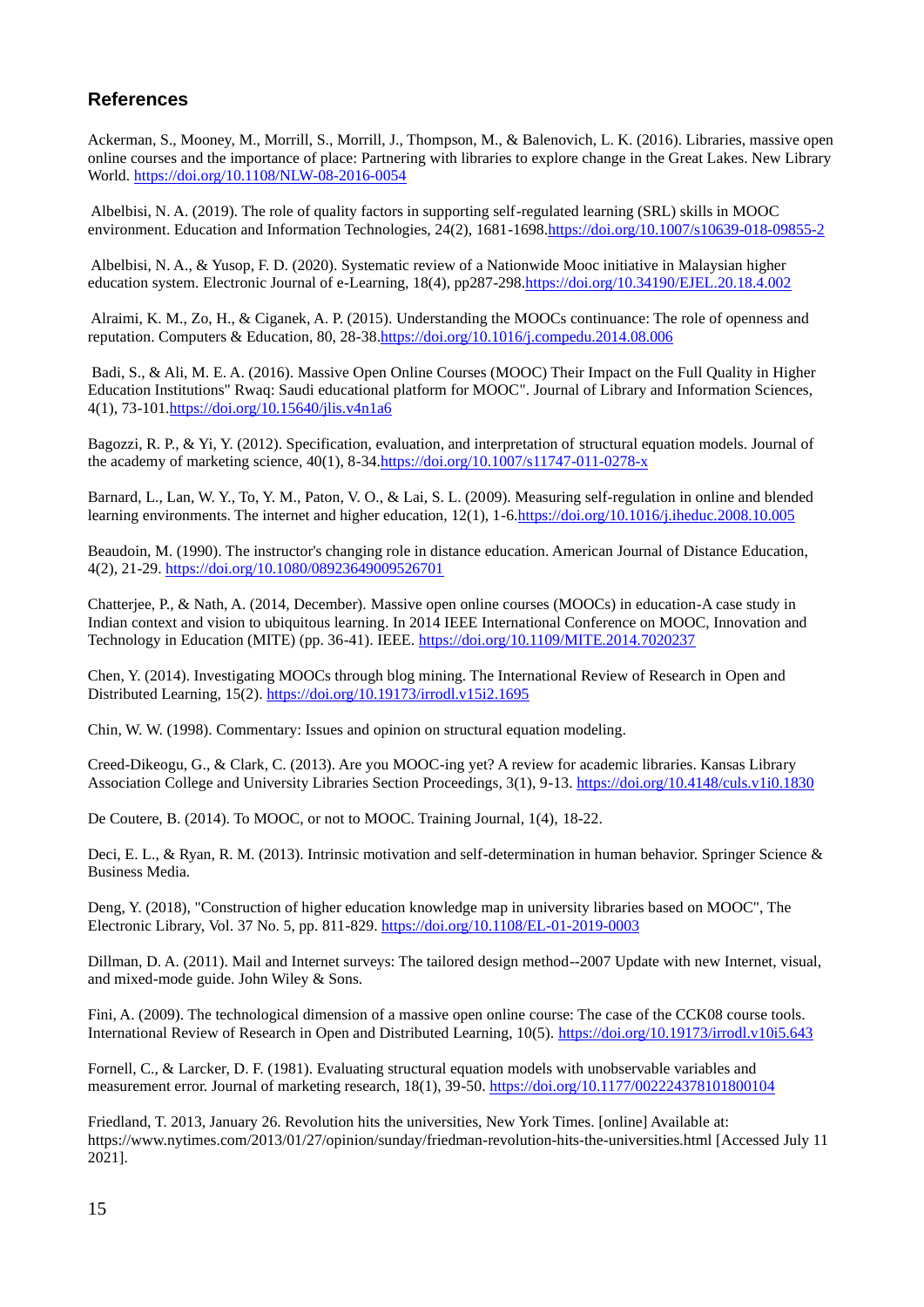## References

Ackerman, S., Mooney, M., Morrill, S., Morrill, J., Thompson, M., & Balenovich, L. K. (2016). Libraries, massive open online courses and the importance of place: Partnering with libraries to explore change in the Great Lakes. New Library World. https://doi.org/10.1108/NLW-08-2016-0054

Albelbisi, N. A. (2019). The role of quality factors in supporting self-regulated learning (SRL) skills in MOOC environment. Education and Information Technologies, 24(2), 1681-1698.https://doi.org/10.1007/s10639-018-09855-2

Albelbisi, N. A., & Yusop, F. D. (2020). Systematic review of a Nationwide Mooc initiative in Malaysian higher education system. Electronic Journal of e-Learning, 18(4), pp287-298.https://doi.org/10.34190/EJEL.20.18.4.002

Alraimi, K. M., Zo, H., & Ciganek, A. P. (2015). Understanding the MOOCs continuance: The role of openness and reputation. Computers & Education, 80, 28-38.https://doi.org/10.1016/j.compedu.2014.08.006

Badi, S., & Ali, M. E. A. (2016). Massive Open Online Courses (MOOC) Their Impact on the Full Quality in Higher Education Institutions" Rwaq: Saudi educational platform for MOOC". Journal of Library and Information Sciences, 4(1), 73-101.https://doi.org/10.15640/jlis.v4n1a6

Bagozzi, R. P., & Yi, Y. (2012). Specification, evaluation, and interpretation of structural equation models. Journal of the academy of marketing science, 40(1), 8-34.https://doi.org/10.1007/s11747-011-0278-x

Barnard, L., Lan, W. Y., To, Y. M., Paton, V. O., & Lai, S. L. (2009). Measuring self-regulation in online and blended learning environments. The internet and higher education, 12(1), 1-6.https://doi.org/10.1016/j.iheduc.2008.10.005

Beaudoin, M. (1990). The instructor's changing role in distance education. American Journal of Distance Education, 4(2), 21-29. https://doi.org/10.1080/08923649009526701

Chatterjee, P., & Nath, A. (2014, December). Massive open online courses (MOOCs) in education-A case study in Indian context and vision to ubiquitous learning. In 2014 IEEE International Conference on MOOC, Innovation and Technology in Education (MITE) (pp. 36-41). IEEE. https://doi.org/10.1109/MITE.2014.7020237

Chen, Y. (2014). Investigating MOOCs through blog mining. The International Review of Research in Open and Distributed Learning, 15(2). https://doi.org/10.19173/irrodl.v15i2.1695

Chin, W. W. (1998). Commentary: Issues and opinion on structural equation modeling.

Creed-Dikeogu, G., & Clark, C. (2013). Are you MOOC-ing yet? A review for academic libraries. Kansas Library Association College and University Libraries Section Proceedings, 3(1), 9-13. https://doi.org/10.4148/culs.v1i0.1830

De Coutere, B. (2014). To MOOC, or not to MOOC. Training Journal, 1(4), 18-22.

Deci, E. L., & Ryan, R. M. (2013). Intrinsic motivation and self-determination in human behavior. Springer Science & Business Media.

Deng, Y. (2018), "Construction of higher education knowledge map in university libraries based on MOOC", The Electronic Library, Vol. 37 No. 5, pp. 811-829. https://doi.org/10.1108/EL-01-2019-0003

Dillman, D. A. (2011). Mail and Internet surveys: The tailored design method--2007 Update with new Internet, visual, and mixed-mode guide. John Wiley & Sons.

Fini, A. (2009). The technological dimension of a massive open online course: The case of the CCK08 course tools. International Review of Research in Open and Distributed Learning, 10(5). https://doi.org/10.19173/irrodl.v10i5.643

Fornell, C., & Larcker, D. F. (1981). Evaluating structural equation models with unobservable variables and measurement error. Journal of marketing research, 18(1), 39-50. https://doi.org/10.1177/002224378101800104

Friedland, T. 2013, January 26. Revolution hits the universities, New York Times. [online] Available at: https://www.nytimes.com/2013/01/27/opinion/sunday/friedman-revolution-hits-the-universities.html [Accessed July 11 2021].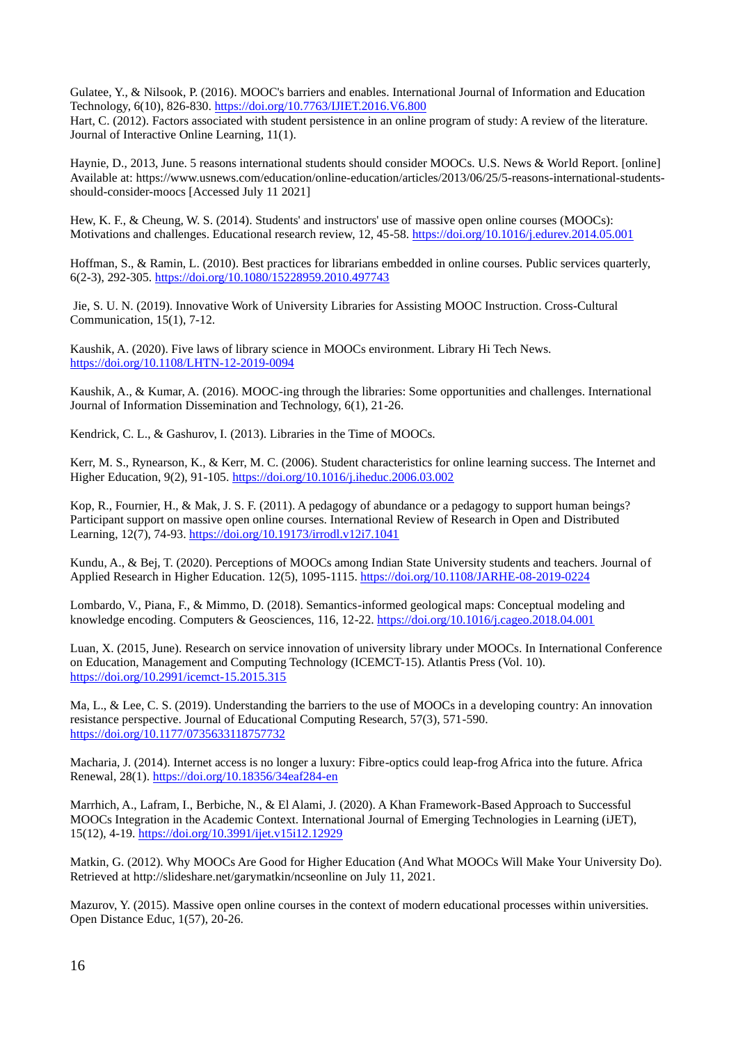Gulatee, Y., & Nilsook, P. (2016). MOOC's barriers and enables. International Journal of Information and Education Technology, 6(10), 826-830. https://doi.org/10.7763/IJIET.2016.V6.800

Hart, C. (2012). Factors associated with student persistence in an online program of study: A review of the literature. Journal of Interactive Online Learning, 11(1).

Haynie, D., 2013, June. 5 reasons international students should consider MOOCs. U.S. News & World Report. [online] Available at: https://www.usnews.com/education/online-education/articles/2013/06/25/5-reasons-international-students-should-consider-moocs [Accessed July 11 2021]

Hew, K. F., & Cheung, W. S. (2014). Students' and instructors' use of massive open online courses (MOOCs): Motivations and challenges. Educational research review, 12, 45-58. https://doi.org/10.1016/j.edurev.2014.05.001

Hoffman, S., & Ramin, L. (2010). Best practices for librarians embedded in online courses. Public services quarterly, 6(2-3), 292-305. https://doi.org/10.1080/15228959.2010.497743

Jie, S. U. N. (2019). Innovative Work of University Libraries for Assisting MOOC Instruction. Cross-Cultural Communication, 15(1), 7-12.

Kaushik, A. (2020). Five laws of library science in MOOCs environment. Library Hi Tech News. https://doi.org/10.1108/LHTN-12-2019-0094

Kaushik, A., & Kumar, A. (2016). MOOC-ing through the libraries: Some opportunities and challenges. International Journal of Information Dissemination and Technology, 6(1), 21-26.

Kendrick, C. L., & Gashurov, I. (2013). Libraries in the Time of MOOCs.

Kerr, M. S., Rynearson, K., & Kerr, M. C. (2006). Student characteristics for online learning success. The Internet and Higher Education, 9(2), 91-105. https://doi.org/10.1016/j.iheduc.2006.03.002

Kop, R., Fournier, H., & Mak, J. S. F. (2011). A pedagogy of abundance or a pedagogy to support human beings? Participant support on massive open online courses. International Review of Research in Open and Distributed Learning, 12(7), 74-93. https://doi.org/10.19173/irrodl.v12i7.1041

Kundu, A., & Bej, T. (2020). Perceptions of MOOCs among Indian State University students and teachers. Journal of Applied Research in Higher Education. 12(5), 1095-1115. https://doi.org/10.1108/JARHE-08-2019-0224

Lombardo, V., Piana, F., & Mimmo, D. (2018). Semantics-informed geological maps: Conceptual modeling and knowledge encoding. Computers & Geosciences, 116, 12-22. https://doi.org/10.1016/j.cageo.2018.04.001

Luan, X. (2015, June). Research on service innovation of university library under MOOCs. In International Conference on Education, Management and Computing Technology (ICEMCT-15). Atlantis Press (Vol. 10). https://doi.org/10.2991/icemct-15.2015.315

Ma, L., & Lee, C. S. (2019). Understanding the barriers to the use of MOOCs in a developing country: An innovation resistance perspective. Journal of Educational Computing Research, 57(3), 571-590. https://doi.org/10.1177/0735633118757732

Macharia, J. (2014). Internet access is no longer a luxury: Fibre-optics could leap-frog Africa into the future. Africa Renewal, 28(1). https://doi.org/10.18356/34eaf284-en

Marrhich, A., Lafram, I., Berbiche, N., & El Alami, J. (2020). A Khan Framework-Based Approach to Successful MOOCs Integration in the Academic Context. International Journal of Emerging Technologies in Learning (iJET), 15(12), 4-19. https://doi.org/10.3991/ijet.v15i12.12929

Matkin, G. (2012). Why MOOCs Are Good for Higher Education (And What MOOCs Will Make Your University Do). Retrieved at http://slideshare.net/garymatkin/ncseonline on July 11, 2021.

Mazurov, Y. (2015). Massive open online courses in the context of modern educational processes within universities. Open Distance Educ, 1(57), 20-26.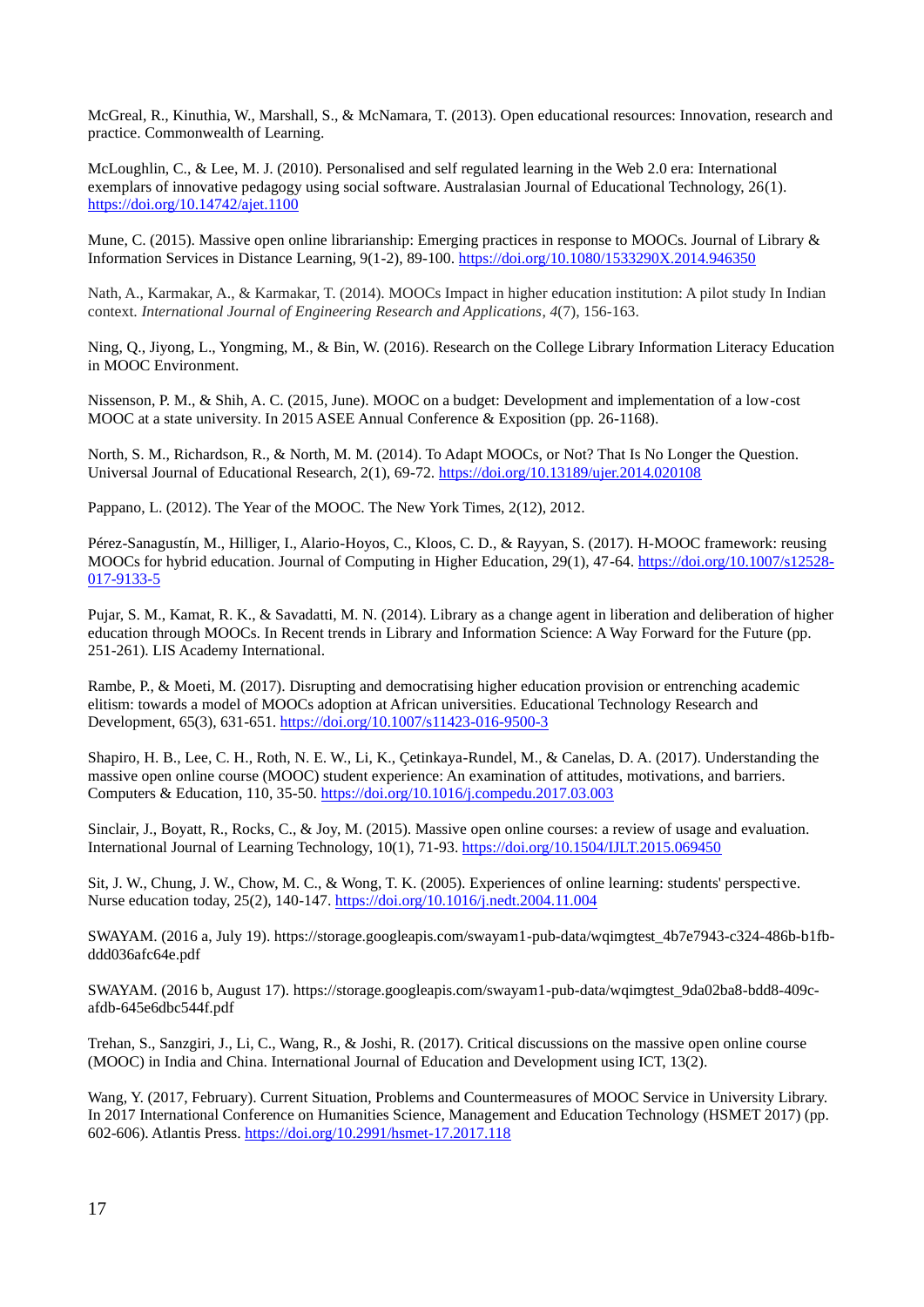McGreal, R., Kinuthia, W., Marshall, S., & McNamara, T. (2013). Open educational resources: Innovation, research and practice. Commonwealth of Learning.

McLoughlin, C., & Lee, M. J. (2010). Personalised and self regulated learning in the Web 2.0 era: International exemplars of innovative pedagogy using social software. Australasian Journal of Educational Technology, 26(1). https://doi.org/10.14742/ajet.1100

Mune, C. (2015). Massive open online librarianship: Emerging practices in response to MOOCs. Journal of Library & Information Services in Distance Learning, 9(1-2), 89-100. https://doi.org/10.1080/1533290X.2014.946350

Nath, A., Karmakar, A., & Karmakar, T. (2014). MOOCs Impact in higher education institution: A pilot study In Indian context. *International Journal of Engineering Research and Applications*, *4*(7), 156-163.

Ning, Q., Jiyong, L., Yongming, M., & Bin, W. (2016). Research on the College Library Information Literacy Education in MOOC Environment.

Nissenson, P. M., & Shih, A. C. (2015, June). MOOC on a budget: Development and implementation of a low-cost MOOC at a state university. In 2015 ASEE Annual Conference & Exposition (pp. 26-1168).

North, S. M., Richardson, R., & North, M. M. (2014). To Adapt MOOCs, or Not? That Is No Longer the Question. Universal Journal of Educational Research, 2(1), 69-72. https://doi.org/10.13189/ujer.2014.020108

Pappano, L. (2012). The Year of the MOOC. The New York Times, 2(12), 2012.

Pérez-Sanagustín, M., Hilliger, I., Alario-Hoyos, C., Kloos, C. D., & Rayyan, S. (2017). H-MOOC framework: reusing MOOCs for hybrid education. Journal of Computing in Higher Education, 29(1), 47-64. https://doi.org/10.1007/s12528-017-9133-5

Pujar, S. M., Kamat, R. K., & Savadatti, M. N. (2014). Library as a change agent in liberation and deliberation of higher education through MOOCs. In Recent trends in Library and Information Science: A Way Forward for the Future (pp. 251-261). LIS Academy International.

Rambe, P., & Moeti, M. (2017). Disrupting and democratising higher education provision or entrenching academic elitism: towards a model of MOOCs adoption at African universities. Educational Technology Research and Development, 65(3), 631-651. https://doi.org/10.1007/s11423-016-9500-3

Shapiro, H. B., Lee, C. H., Roth, N. E. W., Li, K., Çetinkaya-Rundel, M., & Canelas, D. A. (2017). Understanding the massive open online course (MOOC) student experience: An examination of attitudes, motivations, and barriers. Computers & Education, 110, 35-50. https://doi.org/10.1016/j.compedu.2017.03.003

Sinclair, J., Boyatt, R., Rocks, C., & Joy, M. (2015). Massive open online courses: a review of usage and evaluation. International Journal of Learning Technology, 10(1), 71-93. https://doi.org/10.1504/IJLT.2015.069450

Sit, J. W., Chung, J. W., Chow, M. C., & Wong, T. K. (2005). Experiences of online learning: students' perspective. Nurse education today, 25(2), 140-147. https://doi.org/10.1016/j.nedt.2004.11.004

SWAYAM. (2016 a, July 19). https://storage.googleapis.com/swayam1-pub-data/wqimgtest_4b7e7943-c324-486b-b1fb-ddd036afc64e.pdf

SWAYAM. (2016 b, August 17). https://storage.googleapis.com/swayam1-pub-data/wqimgtest_9da02ba8-bdd8-409c-afdb-645e6dbc544f.pdf

Trehan, S., Sanzgiri, J., Li, C., Wang, R., & Joshi, R. (2017). Critical discussions on the massive open online course (MOOC) in India and China. International Journal of Education and Development using ICT, 13(2).

Wang, Y. (2017, February). Current Situation, Problems and Countermeasures of MOOC Service in University Library. In 2017 International Conference on Humanities Science, Management and Education Technology (HSMET 2017) (pp. 602-606). Atlantis Press. https://doi.org/10.2991/hsmet-17.2017.118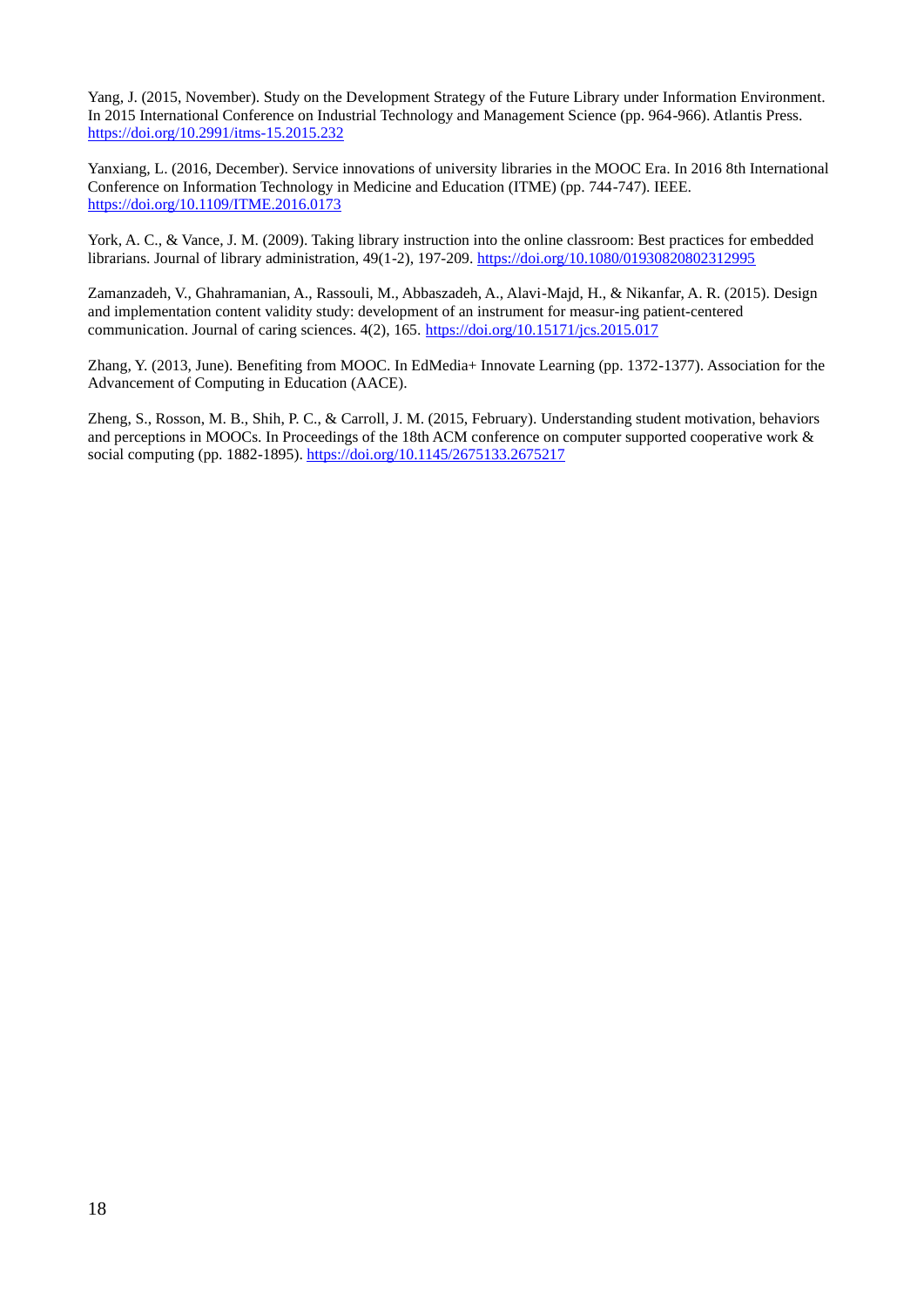Yang, J. (2015, November). Study on the Development Strategy of the Future Library under Information Environment. In 2015 International Conference on Industrial Technology and Management Science (pp. 964-966). Atlantis Press. https://doi.org/10.2991/itms-15.2015.232

Yanxiang, L. (2016, December). Service innovations of university libraries in the MOOC Era. In 2016 8th International Conference on Information Technology in Medicine and Education (ITME) (pp. 744-747). IEEE. https://doi.org/10.1109/ITME.2016.0173

York, A. C., & Vance, J. M. (2009). Taking library instruction into the online classroom: Best practices for embedded librarians. Journal of library administration, 49(1-2), 197-209. https://doi.org/10.1080/01930820802312995

Zamanzadeh, V., Ghahramanian, A., Rassouli, M., Abbaszadeh, A., Alavi-Majd, H., & Nikanfar, A. R. (2015). Design and implementation content validity study: development of an instrument for measur-ing patient-centered communication. Journal of caring sciences. 4(2), 165. https://doi.org/10.15171/jcs.2015.017

Zhang, Y. (2013, June). Benefiting from MOOC. In EdMedia+ Innovate Learning (pp. 1372-1377). Association for the Advancement of Computing in Education (AACE).

Zheng, S., Rosson, M. B., Shih, P. C., & Carroll, J. M. (2015, February). Understanding student motivation, behaviors and perceptions in MOOCs. In Proceedings of the 18th ACM conference on computer supported cooperative work & social computing (pp. 1882-1895). https://doi.org/10.1145/2675133.2675217